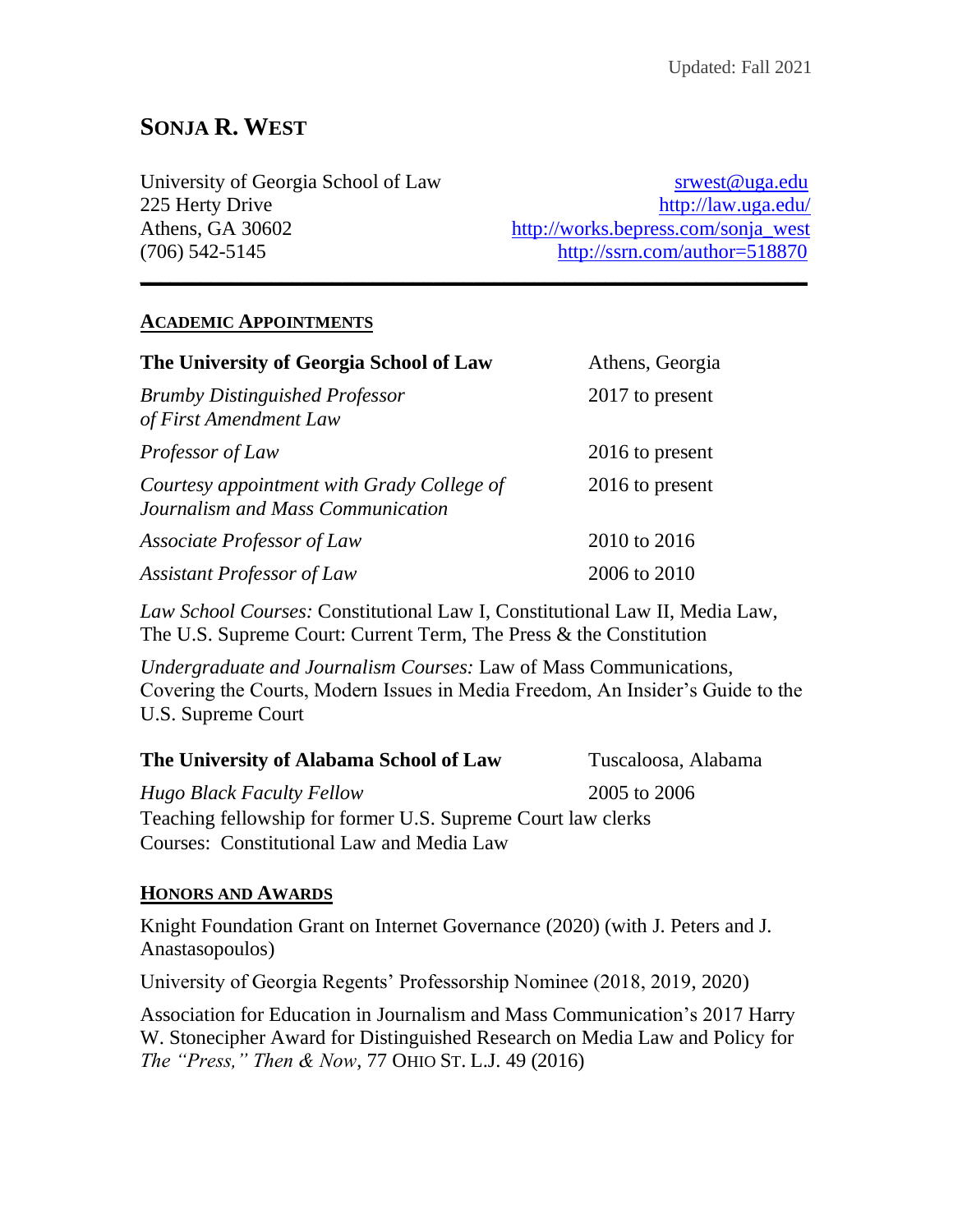Updated: Fall 2021

# SONJA R. WEST

University of Georgia School of Law
225 Herty Drive
Athens, GA 30602
(706) 542-5145

srwest@uga.edu
http://law.uga.edu/
http://works.bepress.com/sonja_west
http://ssrn.com/author=518870

---

## ACADEMIC APPOINTMENTS

**The University of Georgia School of Law** — Athens, Georgia

*Brumby Distinguished Professor of First Amendment Law* — 2017 to present

*Professor of Law* — 2016 to present

*Courtesy appointment with Grady College of Journalism and Mass Communication* — 2016 to present

*Associate Professor of Law* — 2010 to 2016

*Assistant Professor of Law* — 2006 to 2010

*Law School Courses:* Constitutional Law I, Constitutional Law II, Media Law, The U.S. Supreme Court: Current Term, The Press & the Constitution

*Undergraduate and Journalism Courses:* Law of Mass Communications, Covering the Courts, Modern Issues in Media Freedom, An Insider's Guide to the U.S. Supreme Court

**The University of Alabama School of Law** — Tuscaloosa, Alabama

*Hugo Black Faculty Fellow* — 2005 to 2006
Teaching fellowship for former U.S. Supreme Court law clerks
Courses: Constitutional Law and Media Law

## HONORS AND AWARDS

Knight Foundation Grant on Internet Governance (2020) (with J. Peters and J. Anastasopoulos)

University of Georgia Regents' Professorship Nominee (2018, 2019, 2020)

Association for Education in Journalism and Mass Communication's 2017 Harry W. Stonecipher Award for Distinguished Research on Media Law and Policy for *The "Press," Then & Now*, 77 OHIO ST. L.J. 49 (2016)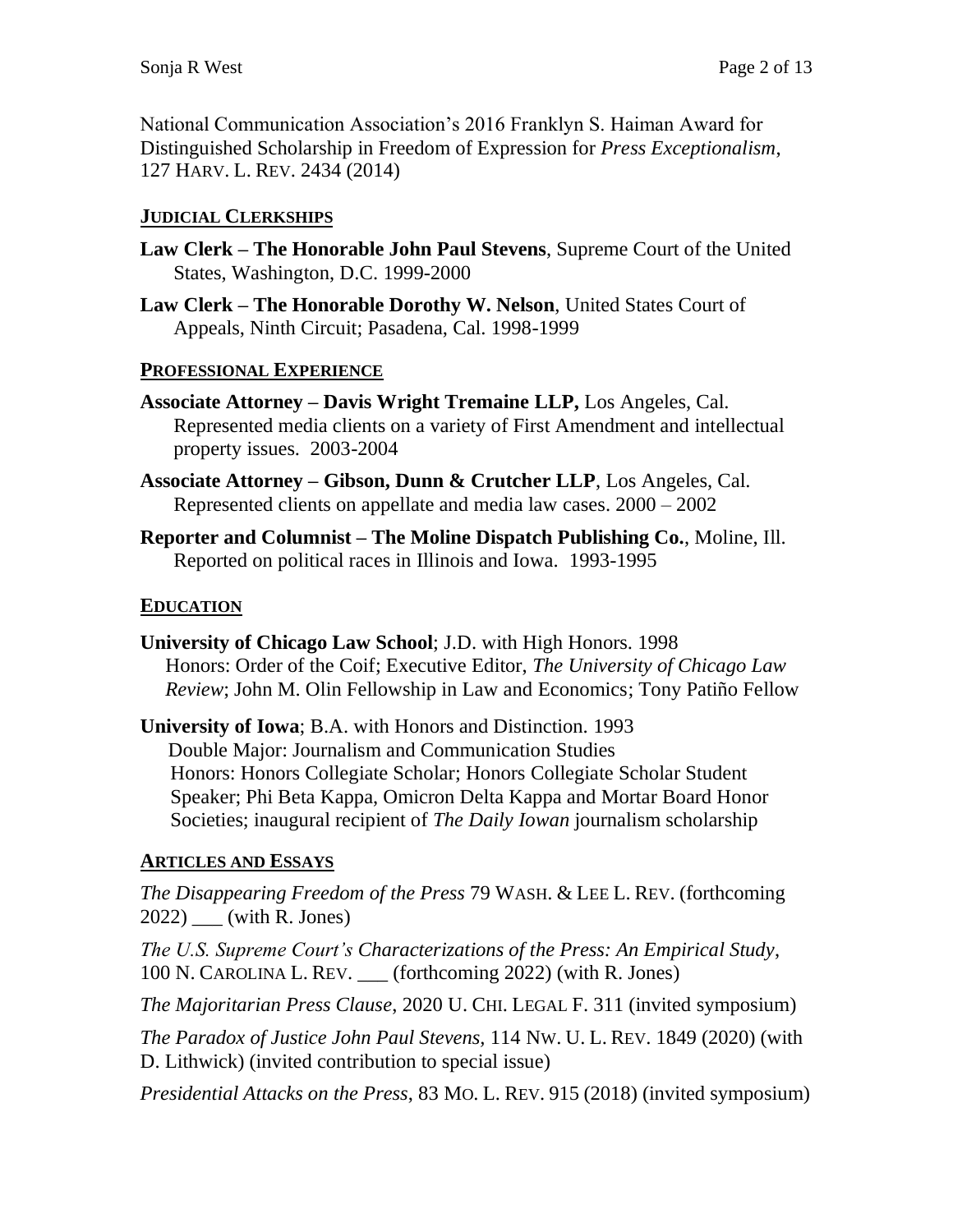National Communication Association's 2016 Franklyn S. Haiman Award for Distinguished Scholarship in Freedom of Expression for *Press Exceptionalism*, 127 HARV. L. REV. 2434 (2014)

## JUDICIAL CLERKSHIPS

**Law Clerk – The Honorable John Paul Stevens**, Supreme Court of the United States, Washington, D.C. 1999-2000

**Law Clerk – The Honorable Dorothy W. Nelson**, United States Court of Appeals, Ninth Circuit; Pasadena, Cal. 1998-1999

## PROFESSIONAL EXPERIENCE

**Associate Attorney – Davis Wright Tremaine LLP,** Los Angeles, Cal. Represented media clients on a variety of First Amendment and intellectual property issues. 2003-2004

**Associate Attorney – Gibson, Dunn & Crutcher LLP**, Los Angeles, Cal. Represented clients on appellate and media law cases. 2000 – 2002

**Reporter and Columnist – The Moline Dispatch Publishing Co.**, Moline, Ill. Reported on political races in Illinois and Iowa. 1993-1995

## EDUCATION

**University of Chicago Law School**; J.D. with High Honors. 1998
Honors: Order of the Coif; Executive Editor, *The University of Chicago Law Review*; John M. Olin Fellowship in Law and Economics; Tony Patiño Fellow

**University of Iowa**; B.A. with Honors and Distinction. 1993
Double Major: Journalism and Communication Studies
Honors: Honors Collegiate Scholar; Honors Collegiate Scholar Student Speaker; Phi Beta Kappa, Omicron Delta Kappa and Mortar Board Honor Societies; inaugural recipient of *The Daily Iowan* journalism scholarship

## ARTICLES AND ESSAYS

*The Disappearing Freedom of the Press* 79 WASH. & LEE L. REV. (forthcoming 2022) ___ (with R. Jones)

*The U.S. Supreme Court's Characterizations of the Press: An Empirical Study*, 100 N. CAROLINA L. REV. ___ (forthcoming 2022) (with R. Jones)

*The Majoritarian Press Clause*, 2020 U. CHI. LEGAL F. 311 (invited symposium)

*The Paradox of Justice John Paul Stevens*, 114 NW. U. L. REV. 1849 (2020) (with D. Lithwick) (invited contribution to special issue)

*Presidential Attacks on the Press*, 83 MO. L. REV. 915 (2018) (invited symposium)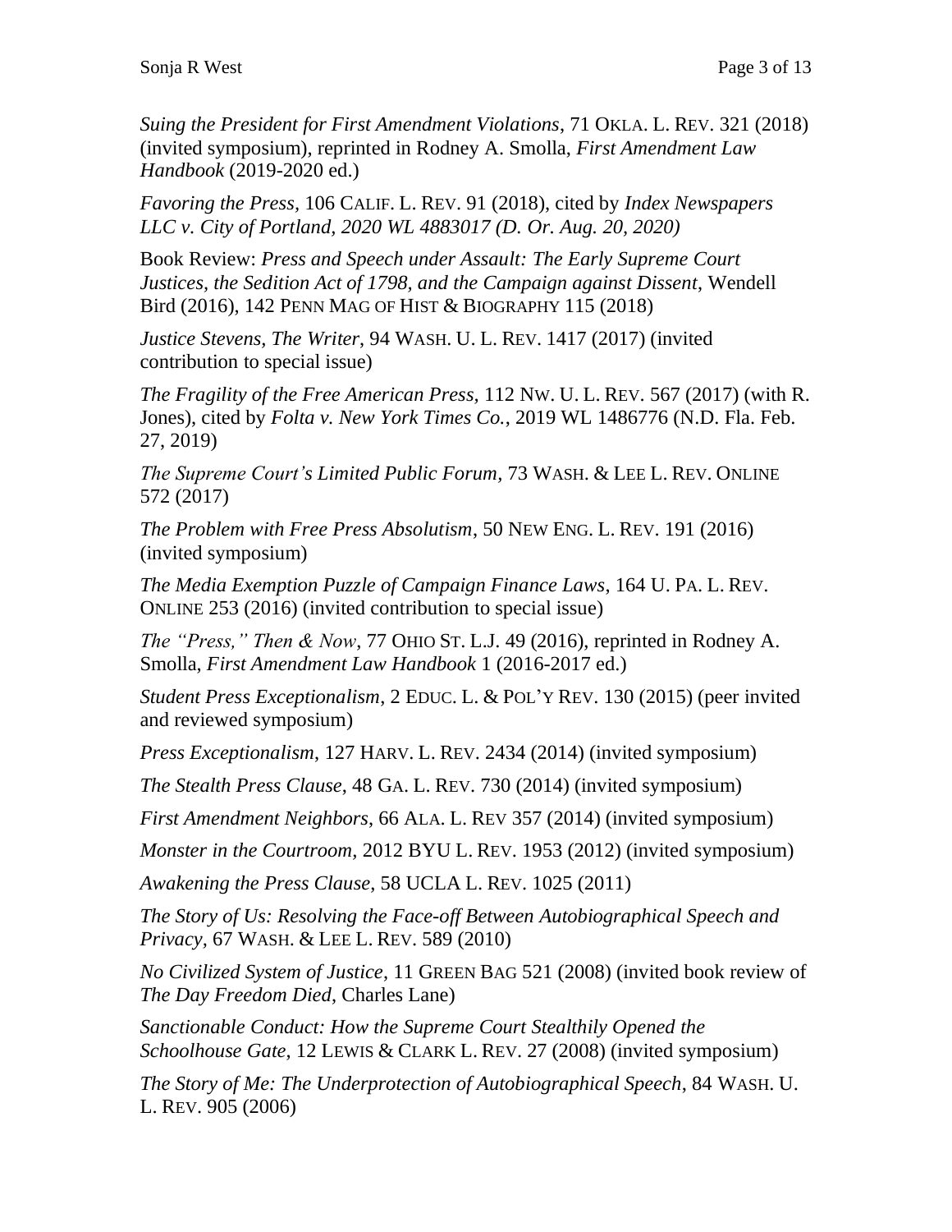*Suing the President for First Amendment Violations*, 71 OKLA. L. REV. 321 (2018) (invited symposium), reprinted in Rodney A. Smolla, *First Amendment Law Handbook* (2019-2020 ed.)

*Favoring the Press*, 106 CALIF. L. REV. 91 (2018), cited by *Index Newspapers LLC v. City of Portland, 2020 WL 4883017 (D. Or. Aug. 20, 2020)*

Book Review: *Press and Speech under Assault: The Early Supreme Court Justices, the Sedition Act of 1798, and the Campaign against Dissent*, Wendell Bird (2016), 142 PENN MAG OF HIST & BIOGRAPHY 115 (2018)

*Justice Stevens, The Writer*, 94 WASH. U. L. REV. 1417 (2017) (invited contribution to special issue)

*The Fragility of the Free American Press*, 112 NW. U. L. REV. 567 (2017) (with R. Jones), cited by *Folta v. New York Times Co.*, 2019 WL 1486776 (N.D. Fla. Feb. 27, 2019)

*The Supreme Court's Limited Public Forum*, 73 WASH. & LEE L. REV. ONLINE 572 (2017)

*The Problem with Free Press Absolutism*, 50 NEW ENG. L. REV. 191 (2016) (invited symposium)

*The Media Exemption Puzzle of Campaign Finance Laws*, 164 U. PA. L. REV. ONLINE 253 (2016) (invited contribution to special issue)

*The "Press," Then & Now*, 77 OHIO ST. L.J. 49 (2016), reprinted in Rodney A. Smolla, *First Amendment Law Handbook* 1 (2016-2017 ed.)

*Student Press Exceptionalism*, 2 EDUC. L. & POL'Y REV. 130 (2015) (peer invited and reviewed symposium)

*Press Exceptionalism*, 127 HARV. L. REV. 2434 (2014) (invited symposium)

*The Stealth Press Clause*, 48 GA. L. REV. 730 (2014) (invited symposium)

*First Amendment Neighbors*, 66 ALA. L. REV 357 (2014) (invited symposium)

*Monster in the Courtroom*, 2012 BYU L. REV. 1953 (2012) (invited symposium)

*Awakening the Press Clause*, 58 UCLA L. REV. 1025 (2011)

*The Story of Us: Resolving the Face-off Between Autobiographical Speech and Privacy*, 67 WASH. & LEE L. REV. 589 (2010)

*No Civilized System of Justice*, 11 GREEN BAG 521 (2008) (invited book review of *The Day Freedom Died*, Charles Lane)

*Sanctionable Conduct: How the Supreme Court Stealthily Opened the Schoolhouse Gate*, 12 LEWIS & CLARK L. REV. 27 (2008) (invited symposium)

*The Story of Me: The Underprotection of Autobiographical Speech*, 84 WASH. U. L. REV. 905 (2006)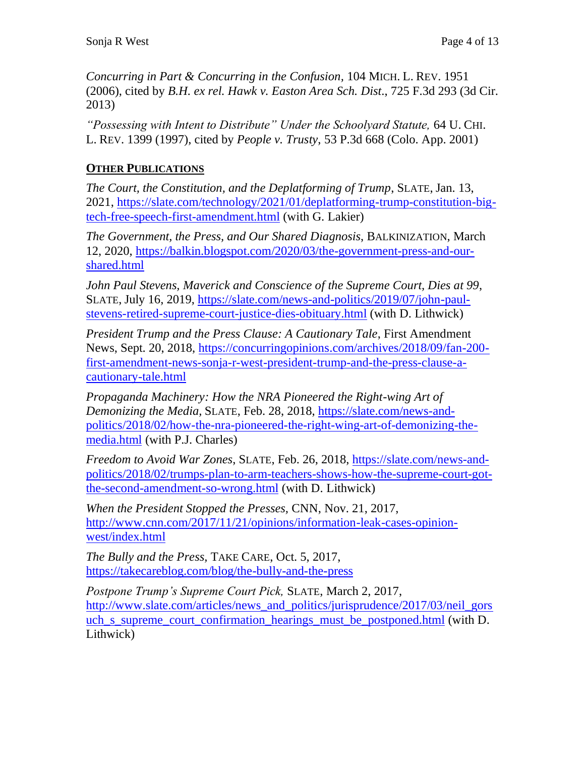*Concurring in Part & Concurring in the Confusion*, 104 MICH. L. REV. 1951 (2006), cited by *B.H. ex rel. Hawk v. Easton Area Sch. Dist.*, 725 F.3d 293 (3d Cir. 2013)

*"Possessing with Intent to Distribute" Under the Schoolyard Statute,* 64 U. CHI. L. REV. 1399 (1997), cited by *People v. Trusty*, 53 P.3d 668 (Colo. App. 2001)

## OTHER PUBLICATIONS

*The Court, the Constitution, and the Deplatforming of Trump*, SLATE, Jan. 13, 2021, https://slate.com/technology/2021/01/deplatforming-trump-constitution-big-tech-free-speech-first-amendment.html (with G. Lakier)

*The Government, the Press, and Our Shared Diagnosis*, BALKINIZATION, March 12, 2020, https://balkin.blogspot.com/2020/03/the-government-press-and-our-shared.html

*John Paul Stevens, Maverick and Conscience of the Supreme Court, Dies at 99*, SLATE, July 16, 2019, https://slate.com/news-and-politics/2019/07/john-paul-stevens-retired-supreme-court-justice-dies-obituary.html (with D. Lithwick)

*President Trump and the Press Clause: A Cautionary Tale,* First Amendment News, Sept. 20, 2018, https://concurringopinions.com/archives/2018/09/fan-200-first-amendment-news-sonja-r-west-president-trump-and-the-press-clause-a-cautionary-tale.html

*Propaganda Machinery: How the NRA Pioneered the Right-wing Art of Demonizing the Media*, SLATE, Feb. 28, 2018, https://slate.com/news-and-politics/2018/02/how-the-nra-pioneered-the-right-wing-art-of-demonizing-the-media.html (with P.J. Charles)

*Freedom to Avoid War Zones*, SLATE, Feb. 26, 2018, https://slate.com/news-and-politics/2018/02/trumps-plan-to-arm-teachers-shows-how-the-supreme-court-got-the-second-amendment-so-wrong.html (with D. Lithwick)

*When the President Stopped the Presses*, CNN, Nov. 21, 2017, http://www.cnn.com/2017/11/21/opinions/information-leak-cases-opinion-west/index.html

*The Bully and the Press*, TAKE CARE, Oct. 5, 2017, https://takecareblog.com/blog/the-bully-and-the-press

*Postpone Trump's Supreme Court Pick,* SLATE, March 2, 2017, http://www.slate.com/articles/news_and_politics/jurisprudence/2017/03/neil_gorsuch_s_supreme_court_confirmation_hearings_must_be_postponed.html (with D. Lithwick)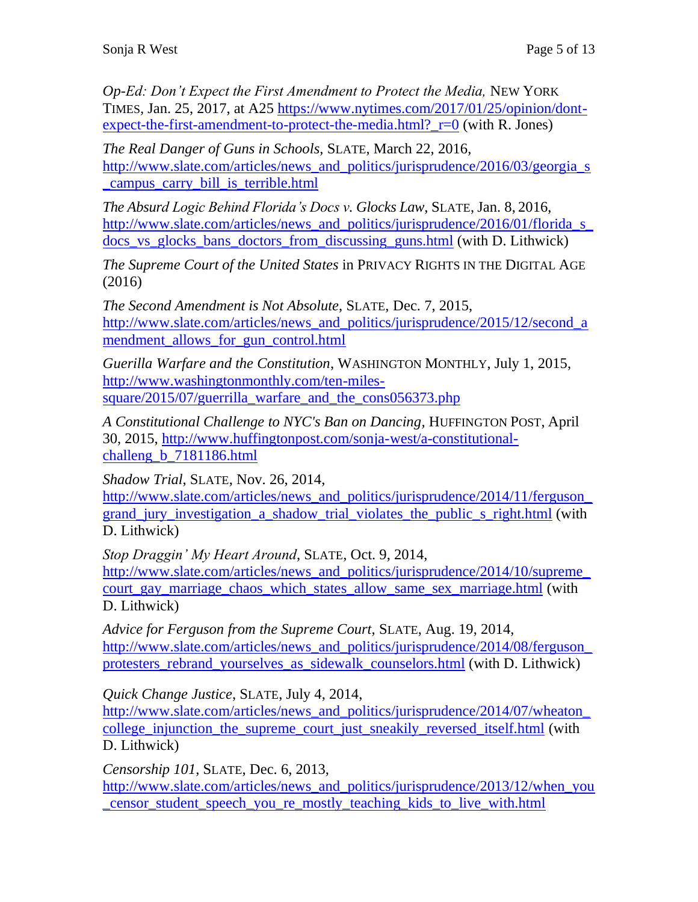*Op-Ed: Don't Expect the First Amendment to Protect the Media,* NEW YORK TIMES, Jan. 25, 2017, at A25 https://www.nytimes.com/2017/01/25/opinion/dont-expect-the-first-amendment-to-protect-the-media.html?_r=0 (with R. Jones)

*The Real Danger of Guns in Schools*, SLATE, March 22, 2016, http://www.slate.com/articles/news_and_politics/jurisprudence/2016/03/georgia_s_campus_carry_bill_is_terrible.html

*The Absurd Logic Behind Florida's Docs v. Glocks Law*, SLATE, Jan. 8, 2016, http://www.slate.com/articles/news_and_politics/jurisprudence/2016/01/florida_s_docs_vs_glocks_bans_doctors_from_discussing_guns.html (with D. Lithwick)

*The Supreme Court of the United States* in PRIVACY RIGHTS IN THE DIGITAL AGE (2016)

*The Second Amendment is Not Absolute*, SLATE, Dec. 7, 2015, http://www.slate.com/articles/news_and_politics/jurisprudence/2015/12/second_amendment_allows_for_gun_control.html

*Guerilla Warfare and the Constitution*, WASHINGTON MONTHLY, July 1, 2015, http://www.washingtonmonthly.com/ten-miles-square/2015/07/guerrilla_warfare_and_the_cons056373.php

*A Constitutional Challenge to NYC's Ban on Dancing,* HUFFINGTON POST, April 30, 2015, http://www.huffingtonpost.com/sonja-west/a-constitutional-challeng_b_7181186.html

*Shadow Trial*, SLATE, Nov. 26, 2014, http://www.slate.com/articles/news_and_politics/jurisprudence/2014/11/ferguson_grand_jury_investigation_a_shadow_trial_violates_the_public_s_right.html (with D. Lithwick)

*Stop Draggin' My Heart Around*, SLATE, Oct. 9, 2014, http://www.slate.com/articles/news_and_politics/jurisprudence/2014/10/supreme_court_gay_marriage_chaos_which_states_allow_same_sex_marriage.html (with D. Lithwick)

*Advice for Ferguson from the Supreme Court*, SLATE, Aug. 19, 2014, http://www.slate.com/articles/news_and_politics/jurisprudence/2014/08/ferguson_protesters_rebrand_yourselves_as_sidewalk_counselors.html (with D. Lithwick)

*Quick Change Justice*, SLATE, July 4, 2014, http://www.slate.com/articles/news_and_politics/jurisprudence/2014/07/wheaton_college_injunction_the_supreme_court_just_sneakily_reversed_itself.html (with D. Lithwick)

*Censorship 101*, SLATE, Dec. 6, 2013, http://www.slate.com/articles/news_and_politics/jurisprudence/2013/12/when_you_censor_student_speech_you_re_mostly_teaching_kids_to_live_with.html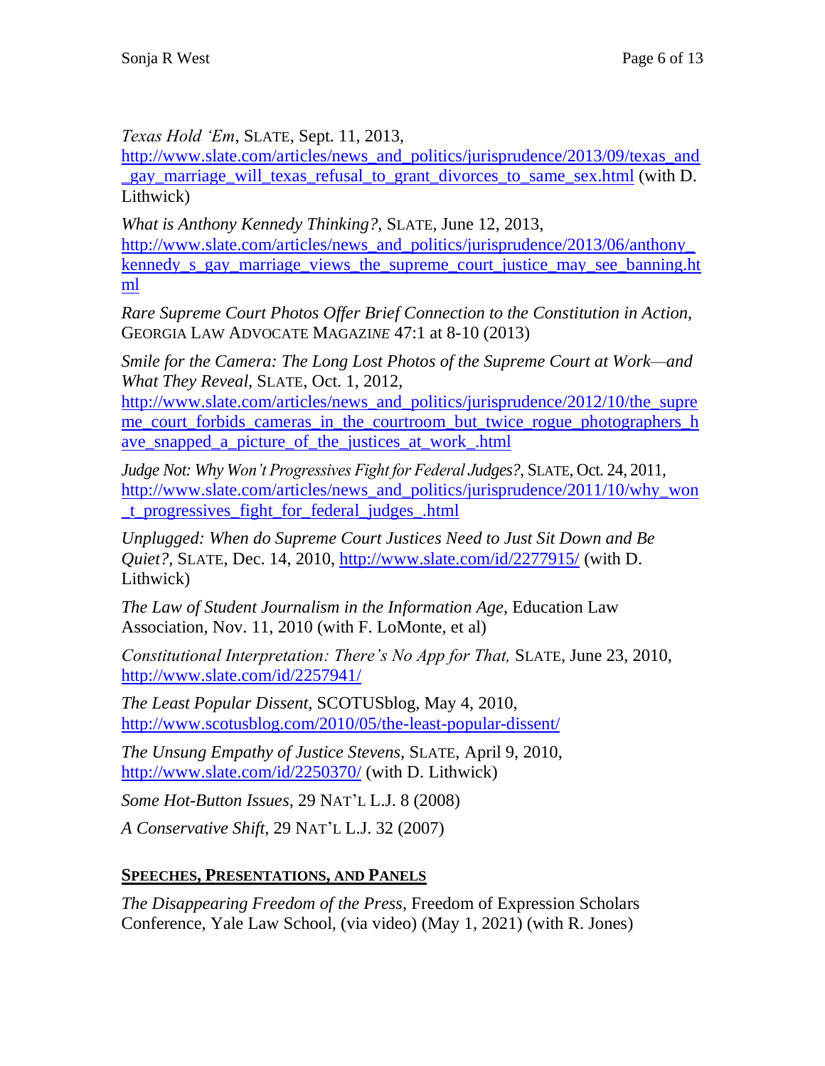*Texas Hold 'Em*, SLATE, Sept. 11, 2013, http://www.slate.com/articles/news_and_politics/jurisprudence/2013/09/texas_and_gay_marriage_will_texas_refusal_to_grant_divorces_to_same_sex.html (with D. Lithwick)

*What is Anthony Kennedy Thinking?*, SLATE, June 12, 2013, http://www.slate.com/articles/news_and_politics/jurisprudence/2013/06/anthony_kennedy_s_gay_marriage_views_the_supreme_court_justice_may_see_banning.html

*Rare Supreme Court Photos Offer Brief Connection to the Constitution in Action*, GEORGIA LAW ADVOCATE MAGAZINE 47:1 at 8-10 (2013)

*Smile for the Camera: The Long Lost Photos of the Supreme Court at Work—and What They Reveal*, SLATE, Oct. 1, 2012, http://www.slate.com/articles/news_and_politics/jurisprudence/2012/10/the_supreme_court_forbids_cameras_in_the_courtroom_but_twice_rogue_photographers_have_snapped_a_picture_of_the_justices_at_work_.html

*Judge Not: Why Won't Progressives Fight for Federal Judges?*, SLATE, Oct. 24, 2011, http://www.slate.com/articles/news_and_politics/jurisprudence/2011/10/why_won_t_progressives_fight_for_federal_judges_.html

*Unplugged: When do Supreme Court Justices Need to Just Sit Down and Be Quiet?*, SLATE, Dec. 14, 2010, http://www.slate.com/id/2277915/ (with D. Lithwick)

*The Law of Student Journalism in the Information Age*, Education Law Association, Nov. 11, 2010 (with F. LoMonte, et al)

*Constitutional Interpretation: There's No App for That,* SLATE, June 23, 2010, http://www.slate.com/id/2257941/

*The Least Popular Dissent*, SCOTUSblog, May 4, 2010, http://www.scotusblog.com/2010/05/the-least-popular-dissent/

*The Unsung Empathy of Justice Stevens*, SLATE, April 9, 2010, http://www.slate.com/id/2250370/ (with D. Lithwick)

*Some Hot-Button Issues*, 29 NAT'L L.J. 8 (2008)

*A Conservative Shift*, 29 NAT'L L.J. 32 (2007)

## SPEECHES, PRESENTATIONS, AND PANELS

*The Disappearing Freedom of the Press*, Freedom of Expression Scholars Conference, Yale Law School, (via video) (May 1, 2021) (with R. Jones)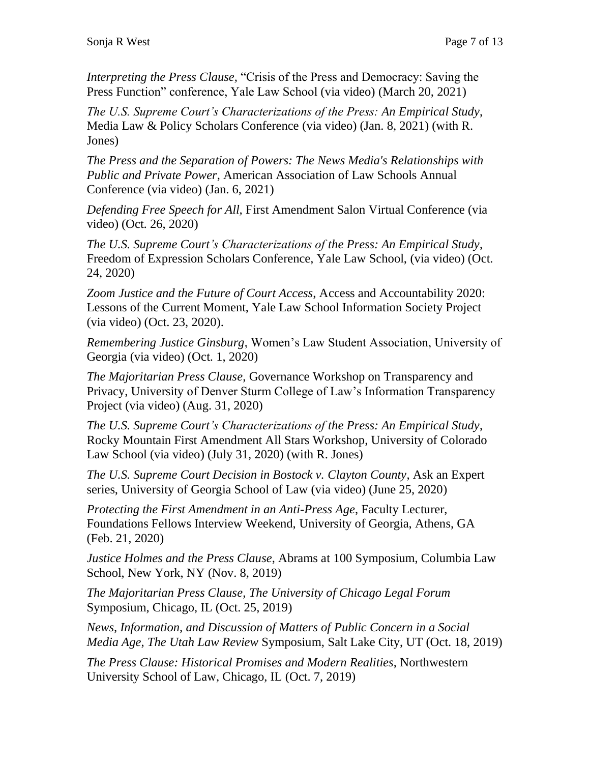*Interpreting the Press Clause*, "Crisis of the Press and Democracy: Saving the Press Function" conference, Yale Law School (via video) (March 20, 2021)

*The U.S. Supreme Court's Characterizations of the Press: An Empirical Study*, Media Law & Policy Scholars Conference (via video) (Jan. 8, 2021) (with R. Jones)

*The Press and the Separation of Powers: The News Media's Relationships with Public and Private Power*, American Association of Law Schools Annual Conference (via video) (Jan. 6, 2021)

*Defending Free Speech for All*, First Amendment Salon Virtual Conference (via video) (Oct. 26, 2020)

*The U.S. Supreme Court's Characterizations of the Press: An Empirical Study*, Freedom of Expression Scholars Conference, Yale Law School, (via video) (Oct. 24, 2020)

*Zoom Justice and the Future of Court Access*, Access and Accountability 2020: Lessons of the Current Moment, Yale Law School Information Society Project (via video) (Oct. 23, 2020).

*Remembering Justice Ginsburg*, Women's Law Student Association, University of Georgia (via video) (Oct. 1, 2020)

*The Majoritarian Press Clause*, Governance Workshop on Transparency and Privacy, University of Denver Sturm College of Law's Information Transparency Project (via video) (Aug. 31, 2020)

*The U.S. Supreme Court's Characterizations of the Press: An Empirical Study*, Rocky Mountain First Amendment All Stars Workshop, University of Colorado Law School (via video) (July 31, 2020) (with R. Jones)

*The U.S. Supreme Court Decision in Bostock v. Clayton County*, Ask an Expert series, University of Georgia School of Law (via video) (June 25, 2020)

*Protecting the First Amendment in an Anti-Press Age*, Faculty Lecturer, Foundations Fellows Interview Weekend, University of Georgia, Athens, GA (Feb. 21, 2020)

*Justice Holmes and the Press Clause*, Abrams at 100 Symposium, Columbia Law School, New York, NY (Nov. 8, 2019)

*The Majoritarian Press Clause*, *The University of Chicago Legal Forum* Symposium, Chicago, IL (Oct. 25, 2019)

*News, Information, and Discussion of Matters of Public Concern in a Social Media Age*, *The Utah Law Review* Symposium, Salt Lake City, UT (Oct. 18, 2019)

*The Press Clause: Historical Promises and Modern Realities*, Northwestern University School of Law, Chicago, IL (Oct. 7, 2019)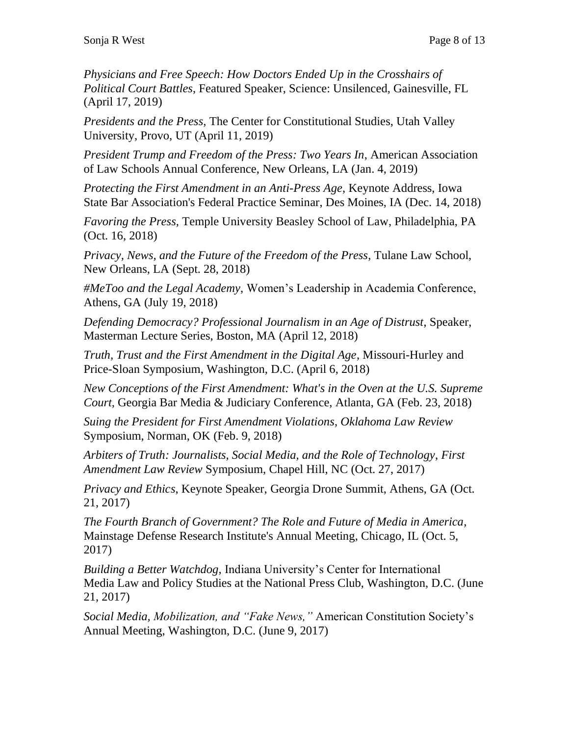*Physicians and Free Speech: How Doctors Ended Up in the Crosshairs of Political Court Battles*, Featured Speaker, Science: Unsilenced, Gainesville, FL (April 17, 2019)

*Presidents and the Press*, The Center for Constitutional Studies, Utah Valley University, Provo, UT (April 11, 2019)

*President Trump and Freedom of the Press: Two Years In*, American Association of Law Schools Annual Conference, New Orleans, LA (Jan. 4, 2019)

*Protecting the First Amendment in an Anti-Press Age*, Keynote Address, Iowa State Bar Association's Federal Practice Seminar, Des Moines, IA (Dec. 14, 2018)

*Favoring the Press*, Temple University Beasley School of Law, Philadelphia, PA (Oct. 16, 2018)

*Privacy, News, and the Future of the Freedom of the Press*, Tulane Law School, New Orleans, LA (Sept. 28, 2018)

*#MeToo and the Legal Academy*, Women's Leadership in Academia Conference, Athens, GA (July 19, 2018)

*Defending Democracy? Professional Journalism in an Age of Distrust*, Speaker, Masterman Lecture Series, Boston, MA (April 12, 2018)

*Truth, Trust and the First Amendment in the Digital Age*, Missouri-Hurley and Price-Sloan Symposium, Washington, D.C. (April 6, 2018)

*New Conceptions of the First Amendment: What's in the Oven at the U.S. Supreme Court*, Georgia Bar Media & Judiciary Conference, Atlanta, GA (Feb. 23, 2018)

*Suing the President for First Amendment Violations*, *Oklahoma Law Review* Symposium, Norman, OK (Feb. 9, 2018)

*Arbiters of Truth: Journalists, Social Media, and the Role of Technology*, *First Amendment Law Review* Symposium, Chapel Hill, NC (Oct. 27, 2017)

*Privacy and Ethics*, Keynote Speaker, Georgia Drone Summit, Athens, GA (Oct. 21, 2017)

*The Fourth Branch of Government? The Role and Future of Media in America*, Mainstage Defense Research Institute's Annual Meeting, Chicago, IL (Oct. 5, 2017)

*Building a Better Watchdog*, Indiana University's Center for International Media Law and Policy Studies at the National Press Club, Washington, D.C. (June 21, 2017)

*Social Media, Mobilization, and "Fake News,"* American Constitution Society's Annual Meeting, Washington, D.C. (June 9, 2017)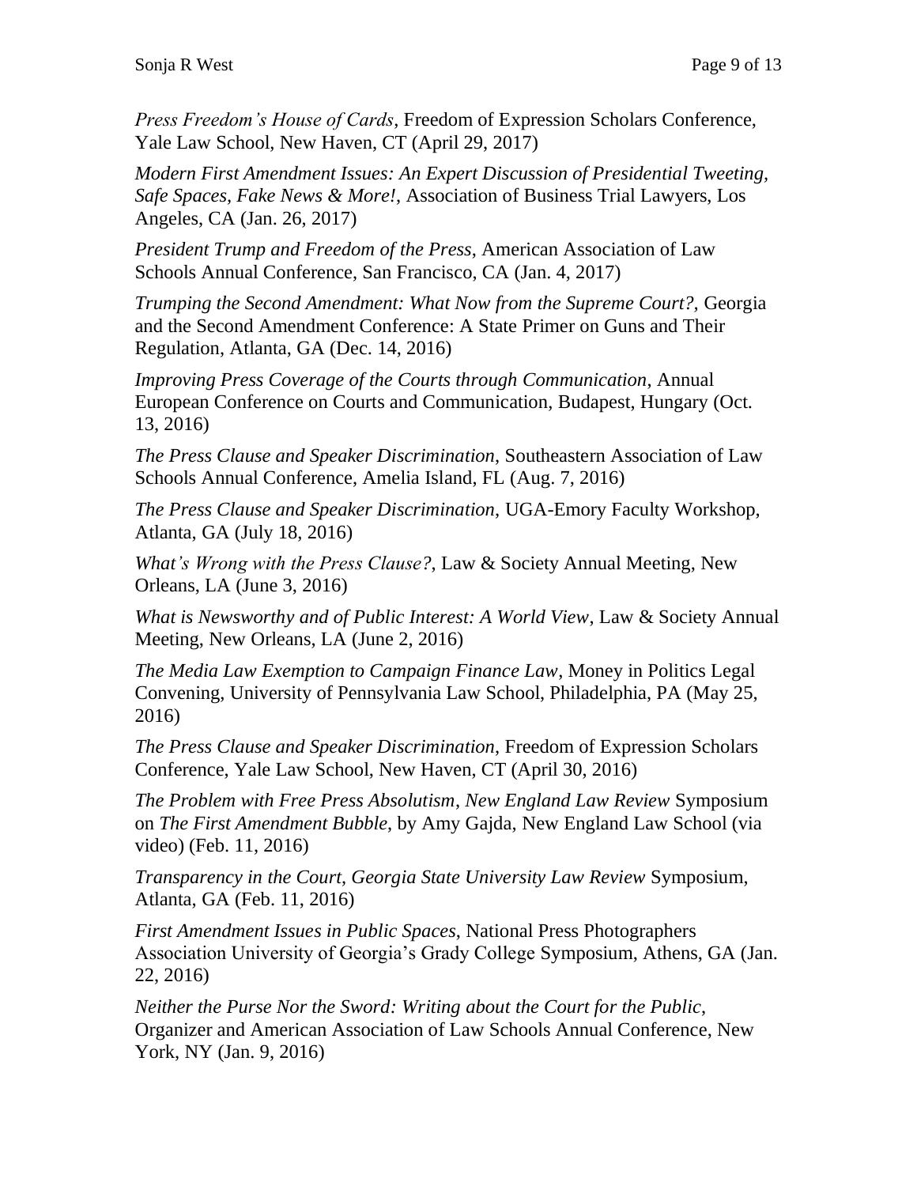*Press Freedom's House of Cards*, Freedom of Expression Scholars Conference, Yale Law School, New Haven, CT (April 29, 2017)

*Modern First Amendment Issues: An Expert Discussion of Presidential Tweeting, Safe Spaces, Fake News & More!*, Association of Business Trial Lawyers, Los Angeles, CA (Jan. 26, 2017)

*President Trump and Freedom of the Press*, American Association of Law Schools Annual Conference, San Francisco, CA (Jan. 4, 2017)

*Trumping the Second Amendment: What Now from the Supreme Court?*, Georgia and the Second Amendment Conference: A State Primer on Guns and Their Regulation, Atlanta, GA (Dec. 14, 2016)

*Improving Press Coverage of the Courts through Communication*, Annual European Conference on Courts and Communication, Budapest, Hungary (Oct. 13, 2016)

*The Press Clause and Speaker Discrimination*, Southeastern Association of Law Schools Annual Conference, Amelia Island, FL (Aug. 7, 2016)

*The Press Clause and Speaker Discrimination*, UGA-Emory Faculty Workshop, Atlanta, GA (July 18, 2016)

*What's Wrong with the Press Clause?*, Law & Society Annual Meeting, New Orleans, LA (June 3, 2016)

*What is Newsworthy and of Public Interest: A World View*, Law & Society Annual Meeting, New Orleans, LA (June 2, 2016)

*The Media Law Exemption to Campaign Finance Law*, Money in Politics Legal Convening, University of Pennsylvania Law School, Philadelphia, PA (May 25, 2016)

*The Press Clause and Speaker Discrimination*, Freedom of Expression Scholars Conference, Yale Law School, New Haven, CT (April 30, 2016)

*The Problem with Free Press Absolutism*, *New England Law Review* Symposium on *The First Amendment Bubble*, by Amy Gajda, New England Law School (via video) (Feb. 11, 2016)

*Transparency in the Court*, *Georgia State University Law Review* Symposium, Atlanta, GA (Feb. 11, 2016)

*First Amendment Issues in Public Spaces*, National Press Photographers Association University of Georgia's Grady College Symposium, Athens, GA (Jan. 22, 2016)

*Neither the Purse Nor the Sword: Writing about the Court for the Public*, Organizer and American Association of Law Schools Annual Conference, New York, NY (Jan. 9, 2016)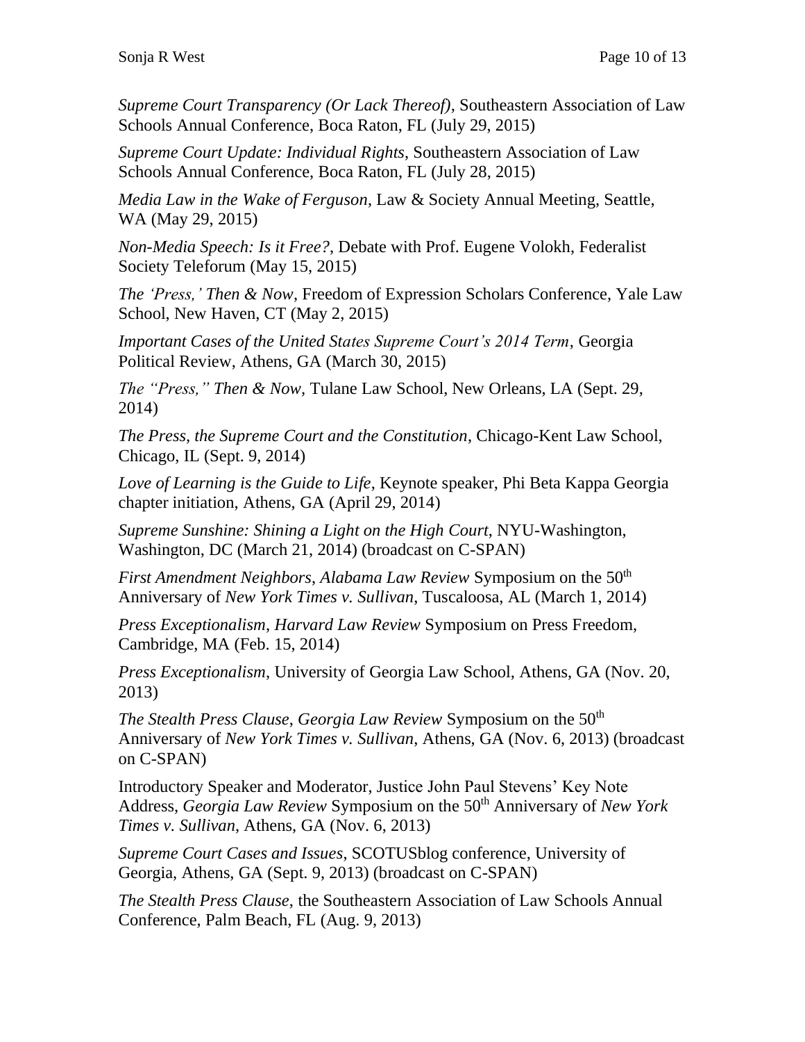*Supreme Court Transparency (Or Lack Thereof)*, Southeastern Association of Law Schools Annual Conference, Boca Raton, FL (July 29, 2015)

*Supreme Court Update: Individual Rights*, Southeastern Association of Law Schools Annual Conference, Boca Raton, FL (July 28, 2015)

*Media Law in the Wake of Ferguson*, Law & Society Annual Meeting, Seattle, WA (May 29, 2015)

*Non-Media Speech: Is it Free?*, Debate with Prof. Eugene Volokh, Federalist Society Teleforum (May 15, 2015)

*The 'Press,' Then & Now*, Freedom of Expression Scholars Conference, Yale Law School, New Haven, CT (May 2, 2015)

*Important Cases of the United States Supreme Court's 2014 Term*, Georgia Political Review, Athens, GA (March 30, 2015)

*The "Press," Then & Now*, Tulane Law School, New Orleans, LA (Sept. 29, 2014)

*The Press, the Supreme Court and the Constitution*, Chicago-Kent Law School, Chicago, IL (Sept. 9, 2014)

*Love of Learning is the Guide to Life*, Keynote speaker, Phi Beta Kappa Georgia chapter initiation, Athens, GA (April 29, 2014)

*Supreme Sunshine: Shining a Light on the High Court*, NYU-Washington, Washington, DC (March 21, 2014) (broadcast on C-SPAN)

*First Amendment Neighbors*, *Alabama Law Review* Symposium on the 50th Anniversary of *New York Times v. Sullivan*, Tuscaloosa, AL (March 1, 2014)

*Press Exceptionalism*, *Harvard Law Review* Symposium on Press Freedom, Cambridge, MA (Feb. 15, 2014)

*Press Exceptionalism*, University of Georgia Law School, Athens, GA (Nov. 20, 2013)

*The Stealth Press Clause*, *Georgia Law Review* Symposium on the 50th Anniversary of *New York Times v. Sullivan*, Athens, GA (Nov. 6, 2013) (broadcast on C-SPAN)

Introductory Speaker and Moderator, Justice John Paul Stevens' Key Note Address, *Georgia Law Review* Symposium on the 50th Anniversary of *New York Times v. Sullivan*, Athens, GA (Nov. 6, 2013)

*Supreme Court Cases and Issues*, SCOTUSblog conference, University of Georgia, Athens, GA (Sept. 9, 2013) (broadcast on C-SPAN)

*The Stealth Press Clause*, the Southeastern Association of Law Schools Annual Conference, Palm Beach, FL (Aug. 9, 2013)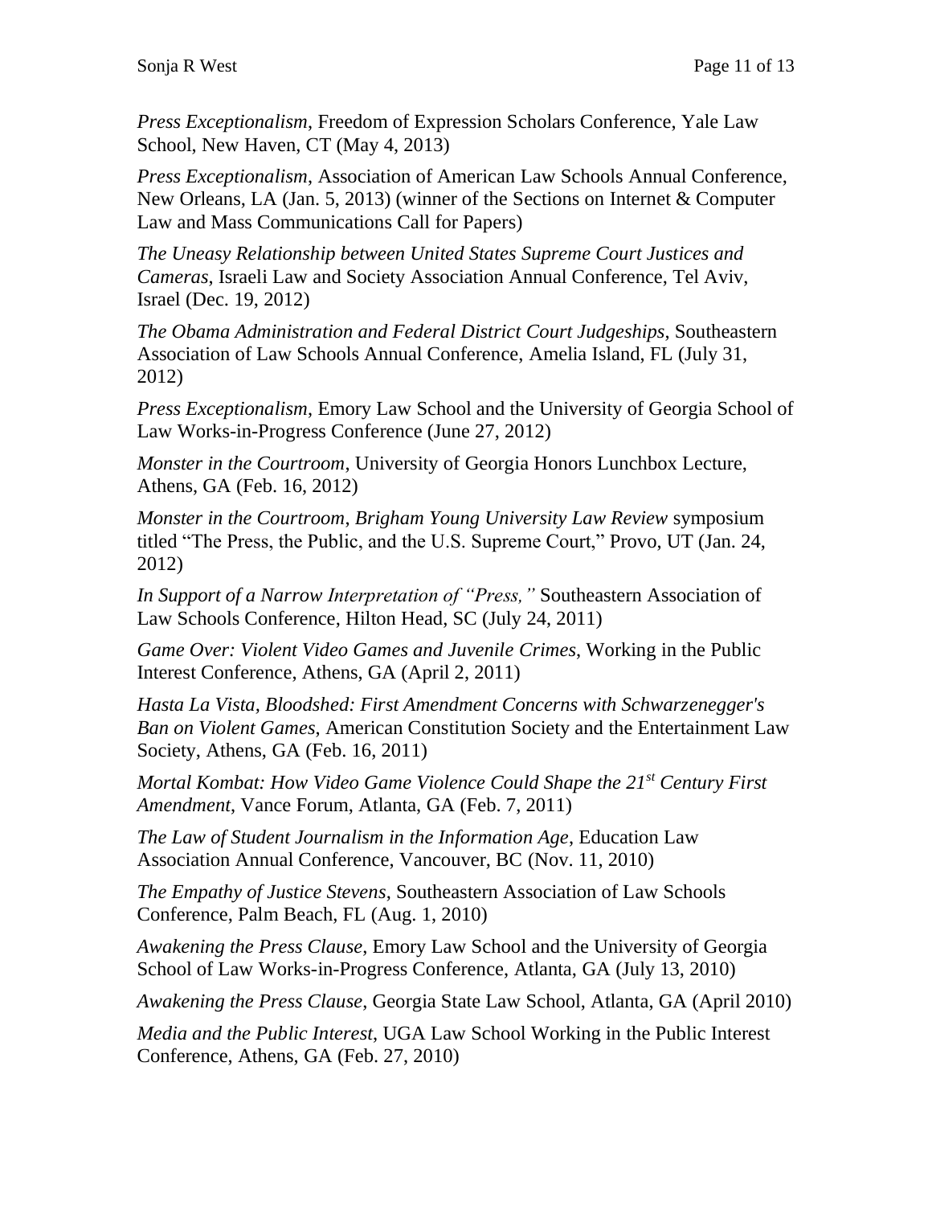*Press Exceptionalism*, Freedom of Expression Scholars Conference, Yale Law School, New Haven, CT (May 4, 2013)

*Press Exceptionalism*, Association of American Law Schools Annual Conference, New Orleans, LA (Jan. 5, 2013) (winner of the Sections on Internet & Computer Law and Mass Communications Call for Papers)

*The Uneasy Relationship between United States Supreme Court Justices and Cameras*, Israeli Law and Society Association Annual Conference, Tel Aviv, Israel (Dec. 19, 2012)

*The Obama Administration and Federal District Court Judgeships*, Southeastern Association of Law Schools Annual Conference, Amelia Island, FL (July 31, 2012)

*Press Exceptionalism*, Emory Law School and the University of Georgia School of Law Works-in-Progress Conference (June 27, 2012)

*Monster in the Courtroom*, University of Georgia Honors Lunchbox Lecture, Athens, GA (Feb. 16, 2012)

*Monster in the Courtroom*, *Brigham Young University Law Review* symposium titled "The Press, the Public, and the U.S. Supreme Court," Provo, UT (Jan. 24, 2012)

*In Support of a Narrow Interpretation of "Press,"* Southeastern Association of Law Schools Conference, Hilton Head, SC (July 24, 2011)

*Game Over: Violent Video Games and Juvenile Crimes*, Working in the Public Interest Conference, Athens, GA (April 2, 2011)

*Hasta La Vista, Bloodshed: First Amendment Concerns with Schwarzenegger's Ban on Violent Games*, American Constitution Society and the Entertainment Law Society, Athens, GA (Feb. 16, 2011)

*Mortal Kombat: How Video Game Violence Could Shape the 21st Century First Amendment*, Vance Forum, Atlanta, GA (Feb. 7, 2011)

*The Law of Student Journalism in the Information Age*, Education Law Association Annual Conference, Vancouver, BC (Nov. 11, 2010)

*The Empathy of Justice Stevens*, Southeastern Association of Law Schools Conference, Palm Beach, FL (Aug. 1, 2010)

*Awakening the Press Clause*, Emory Law School and the University of Georgia School of Law Works-in-Progress Conference, Atlanta, GA (July 13, 2010)

*Awakening the Press Clause*, Georgia State Law School, Atlanta, GA (April 2010)

*Media and the Public Interest*, UGA Law School Working in the Public Interest Conference, Athens, GA (Feb. 27, 2010)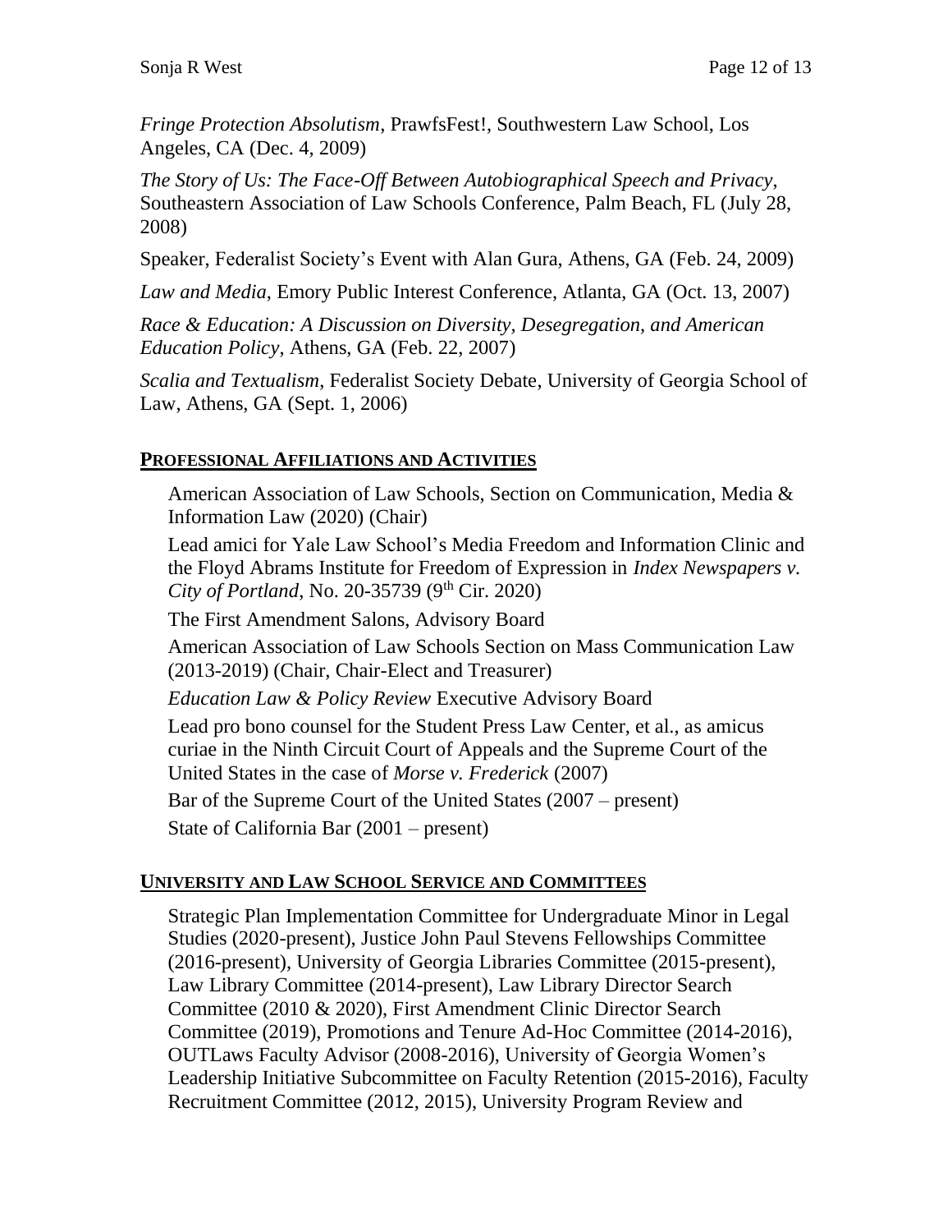*Fringe Protection Absolutism*, PrawfsFest!, Southwestern Law School, Los Angeles, CA (Dec. 4, 2009)

*The Story of Us: The Face-Off Between Autobiographical Speech and Privacy*, Southeastern Association of Law Schools Conference, Palm Beach, FL (July 28, 2008)

Speaker, Federalist Society's Event with Alan Gura, Athens, GA (Feb. 24, 2009)

*Law and Media*, Emory Public Interest Conference, Atlanta, GA (Oct. 13, 2007)

*Race & Education: A Discussion on Diversity, Desegregation, and American Education Policy*, Athens, GA (Feb. 22, 2007)

*Scalia and Textualism*, Federalist Society Debate, University of Georgia School of Law, Athens, GA (Sept. 1, 2006)

## **PROFESSIONAL AFFILIATIONS AND ACTIVITIES**

American Association of Law Schools, Section on Communication, Media & Information Law (2020) (Chair)

Lead amici for Yale Law School's Media Freedom and Information Clinic and the Floyd Abrams Institute for Freedom of Expression in *Index Newspapers v. City of Portland*, No. 20-35739 (9th Cir. 2020)

The First Amendment Salons, Advisory Board

American Association of Law Schools Section on Mass Communication Law (2013-2019) (Chair, Chair-Elect and Treasurer)

*Education Law & Policy Review* Executive Advisory Board

Lead pro bono counsel for the Student Press Law Center, et al., as amicus curiae in the Ninth Circuit Court of Appeals and the Supreme Court of the United States in the case of *Morse v. Frederick* (2007)

Bar of the Supreme Court of the United States (2007 – present)

State of California Bar (2001 – present)

## **UNIVERSITY AND LAW SCHOOL SERVICE AND COMMITTEES**

Strategic Plan Implementation Committee for Undergraduate Minor in Legal Studies (2020-present), Justice John Paul Stevens Fellowships Committee (2016-present), University of Georgia Libraries Committee (2015-present), Law Library Committee (2014-present), Law Library Director Search Committee (2010 & 2020), First Amendment Clinic Director Search Committee (2019), Promotions and Tenure Ad-Hoc Committee (2014-2016), OUTLaws Faculty Advisor (2008-2016), University of Georgia Women's Leadership Initiative Subcommittee on Faculty Retention (2015-2016), Faculty Recruitment Committee (2012, 2015), University Program Review and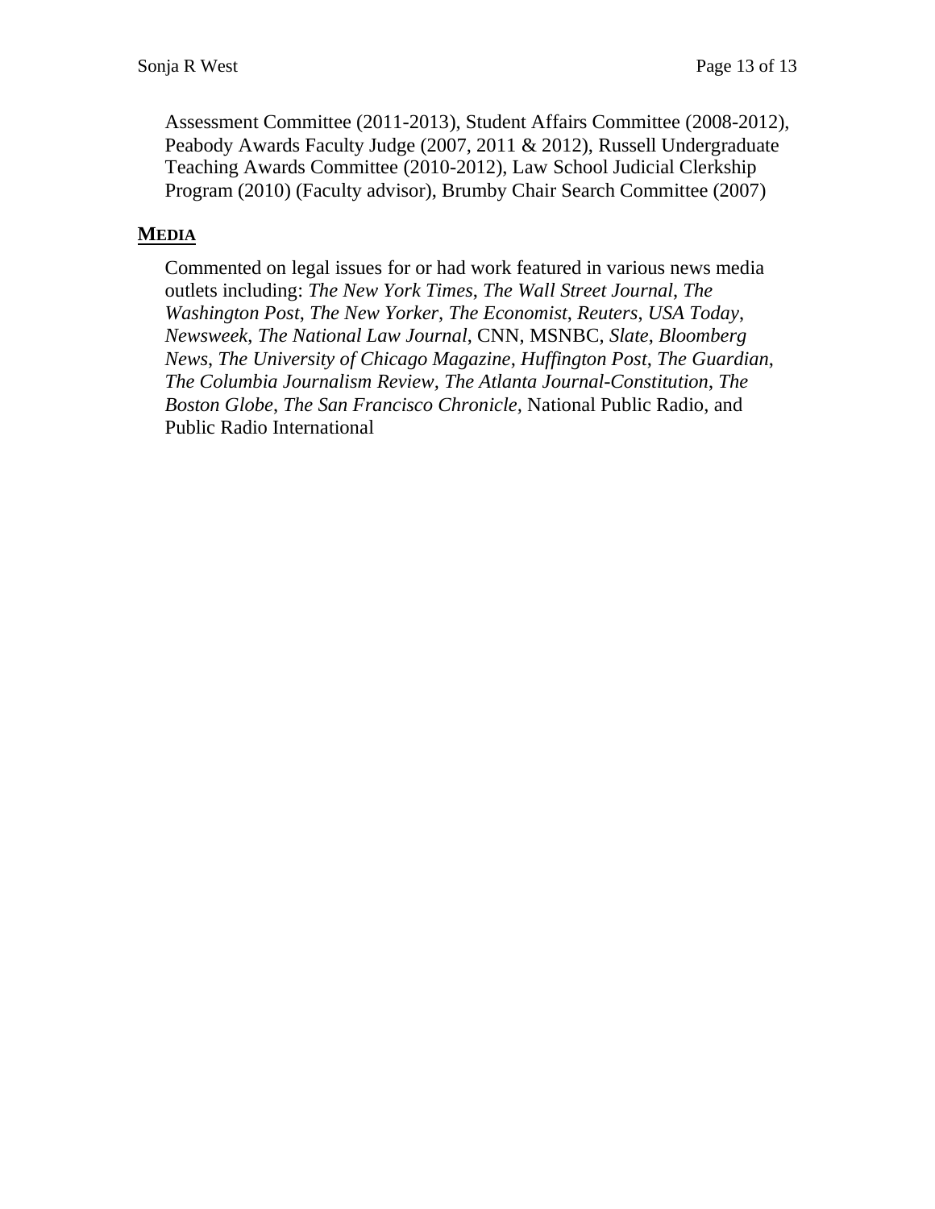Assessment Committee (2011-2013), Student Affairs Committee (2008-2012), Peabody Awards Faculty Judge (2007, 2011 & 2012), Russell Undergraduate Teaching Awards Committee (2010-2012), Law School Judicial Clerkship Program (2010) (Faculty advisor), Brumby Chair Search Committee (2007)

## MEDIA

Commented on legal issues for or had work featured in various news media outlets including: *The New York Times*, *The Wall Street Journal*, *The Washington Post*, *The New Yorker, The Economist*, *Reuters, USA Today*, *Newsweek*, *The National Law Journal*, CNN, MSNBC, *Slate, Bloomberg News*, *The University of Chicago Magazine*, *Huffington Post*, *The Guardian*, *The Columbia Journalism Review, The Atlanta Journal-Constitution*, *The Boston Globe*, *The San Francisco Chronicle,* National Public Radio, and Public Radio International